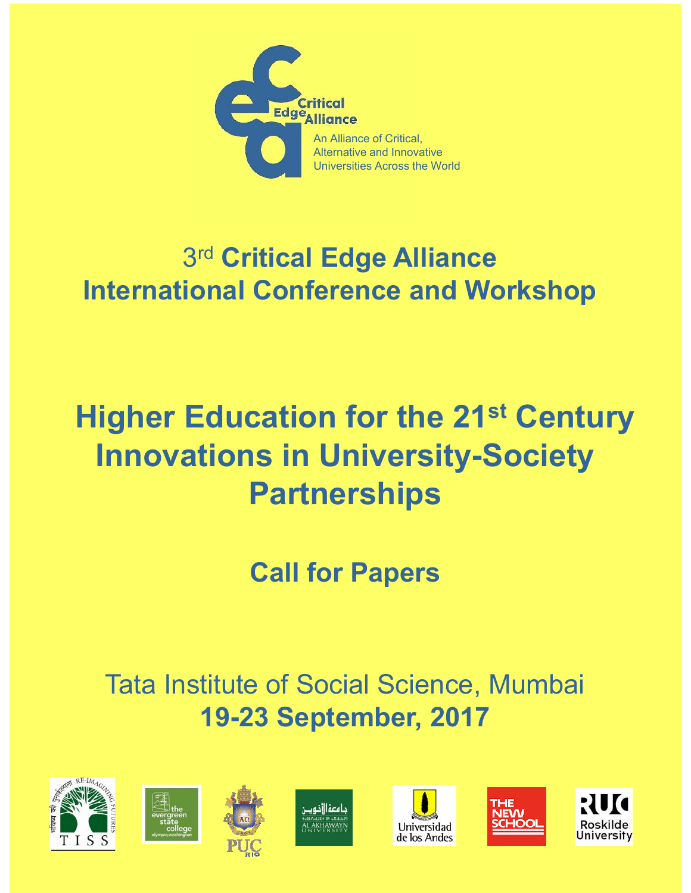Critical Edge Alliance

An Alliance of Critical, Alternative and Innovative Universities Across the World

# 3rd Critical Edge Alliance International Conference and Workshop

# Higher Education for the 21st Century Innovations in University-Society Partnerships

## Call for Papers

Tata Institute of Social Science, Mumbai

**19-23 September, 2017**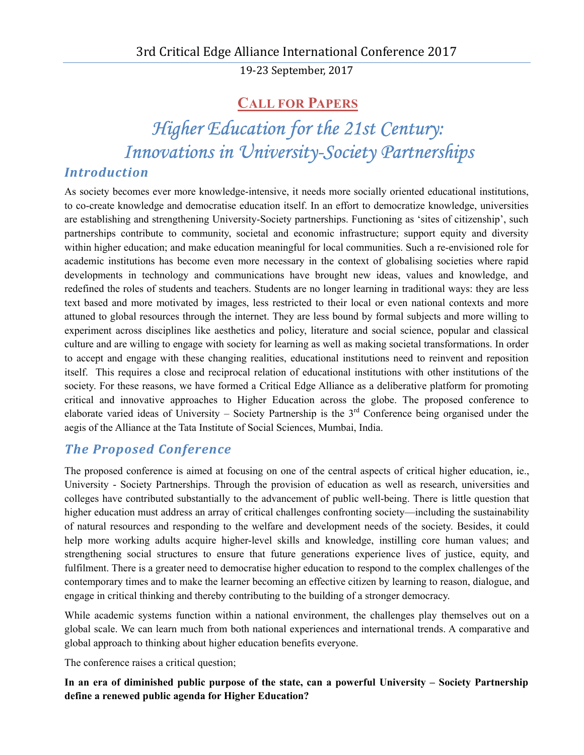3rd Critical Edge Alliance International Conference 2017

19-23 September, 2017

## Call for Papers

# *Higher Education for the 21st Century: Innovations in University-Society Partnerships*

## *Introduction*

As society becomes ever more knowledge-intensive, it needs more socially oriented educational institutions, to co-create knowledge and democratise education itself. In an effort to democratize knowledge, universities are establishing and strengthening University-Society partnerships. Functioning as 'sites of citizenship', such partnerships contribute to community, societal and economic infrastructure; support equity and diversity within higher education; and make education meaningful for local communities. Such a re-envisioned role for academic institutions has become even more necessary in the context of globalising societies where rapid developments in technology and communications have brought new ideas, values and knowledge, and redefined the roles of students and teachers. Students are no longer learning in traditional ways: they are less text based and more motivated by images, less restricted to their local or even national contexts and more attuned to global resources through the internet. They are less bound by formal subjects and more willing to experiment across disciplines like aesthetics and policy, literature and social science, popular and classical culture and are willing to engage with society for learning as well as making societal transformations. In order to accept and engage with these changing realities, educational institutions need to reinvent and reposition itself. This requires a close and reciprocal relation of educational institutions with other institutions of the society. For these reasons, we have formed a Critical Edge Alliance as a deliberative platform for promoting critical and innovative approaches to Higher Education across the globe. The proposed conference to elaborate varied ideas of University – Society Partnership is the 3rd Conference being organised under the aegis of the Alliance at the Tata Institute of Social Sciences, Mumbai, India.

## *The Proposed Conference*

The proposed conference is aimed at focusing on one of the central aspects of critical higher education, ie., University - Society Partnerships. Through the provision of education as well as research, universities and colleges have contributed substantially to the advancement of public well-being. There is little question that higher education must address an array of critical challenges confronting society—including the sustainability of natural resources and responding to the welfare and development needs of the society. Besides, it could help more working adults acquire higher-level skills and knowledge, instilling core human values; and strengthening social structures to ensure that future generations experience lives of justice, equity, and fulfilment. There is a greater need to democratise higher education to respond to the complex challenges of the contemporary times and to make the learner becoming an effective citizen by learning to reason, dialogue, and engage in critical thinking and thereby contributing to the building of a stronger democracy.

While academic systems function within a national environment, the challenges play themselves out on a global scale. We can learn much from both national experiences and international trends. A comparative and global approach to thinking about higher education benefits everyone.

The conference raises a critical question;

**In an era of diminished public purpose of the state, can a powerful University – Society Partnership define a renewed public agenda for Higher Education?**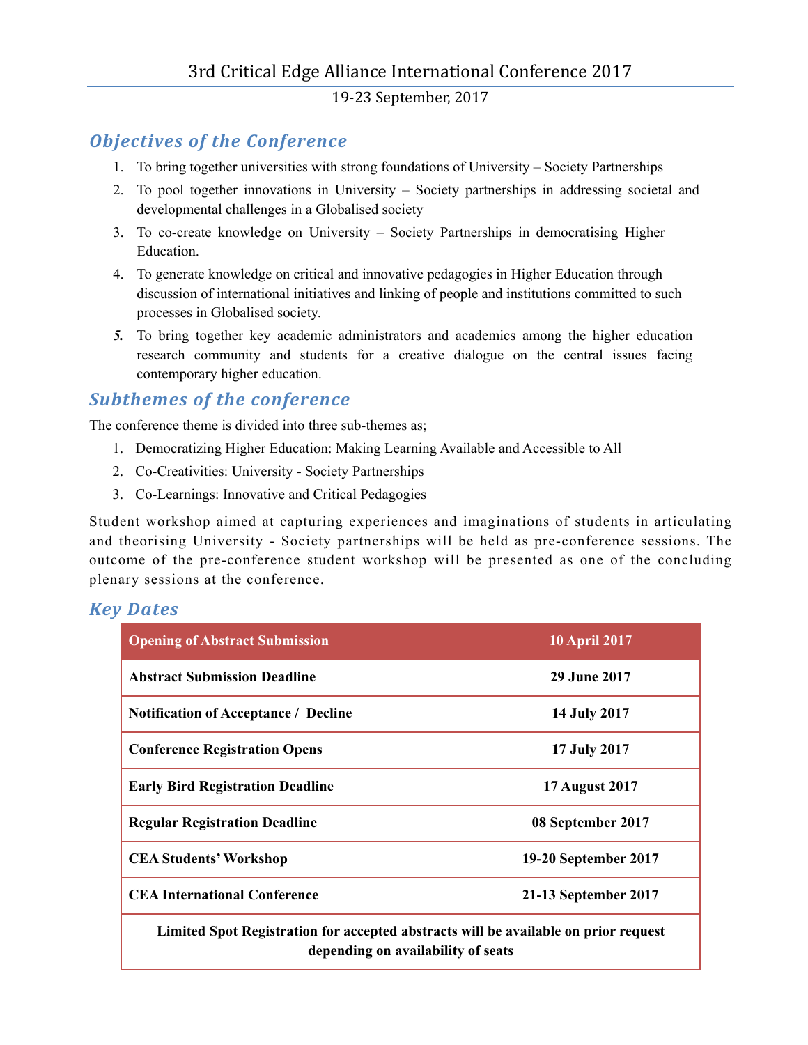# 3rd Critical Edge Alliance International Conference 2017

19-23 September, 2017

## Objectives of the Conference

1. To bring together universities with strong foundations of University – Society Partnerships
2. To pool together innovations in University – Society partnerships in addressing societal and developmental challenges in a Globalised society
3. To co-create knowledge on University – Society Partnerships in democratising Higher Education.
4. To generate knowledge on critical and innovative pedagogies in Higher Education through discussion of international initiatives and linking of people and institutions committed to such processes in Globalised society.
5. To bring together key academic administrators and academics among the higher education research community and students for a creative dialogue on the central issues facing contemporary higher education.

## Subthemes of the conference

The conference theme is divided into three sub-themes as;

1. Democratizing Higher Education: Making Learning Available and Accessible to All
2. Co-Creativities: University - Society Partnerships
3. Co-Learnings: Innovative and Critical Pedagogies

Student workshop aimed at capturing experiences and imaginations of students in articulating and theorising University - Society partnerships will be held as pre-conference sessions. The outcome of the pre-conference student workshop will be presented as one of the concluding plenary sessions at the conference.

## Key Dates

| **Opening of Abstract Submission** | **10 April 2017** |
|---|---|
| **Abstract Submission Deadline** | **29 June 2017** |
| **Notification of Acceptance / Decline** | **14 July 2017** |
| **Conference Registration Opens** | **17 July 2017** |
| **Early Bird Registration Deadline** | **17 August 2017** |
| **Regular Registration Deadline** | **08 September 2017** |
| **CEA Students' Workshop** | **19-20 September 2017** |
| **CEA International Conference** | **21-13 September 2017** |
| **Limited Spot Registration for accepted abstracts will be available on prior request depending on availability of seats** | |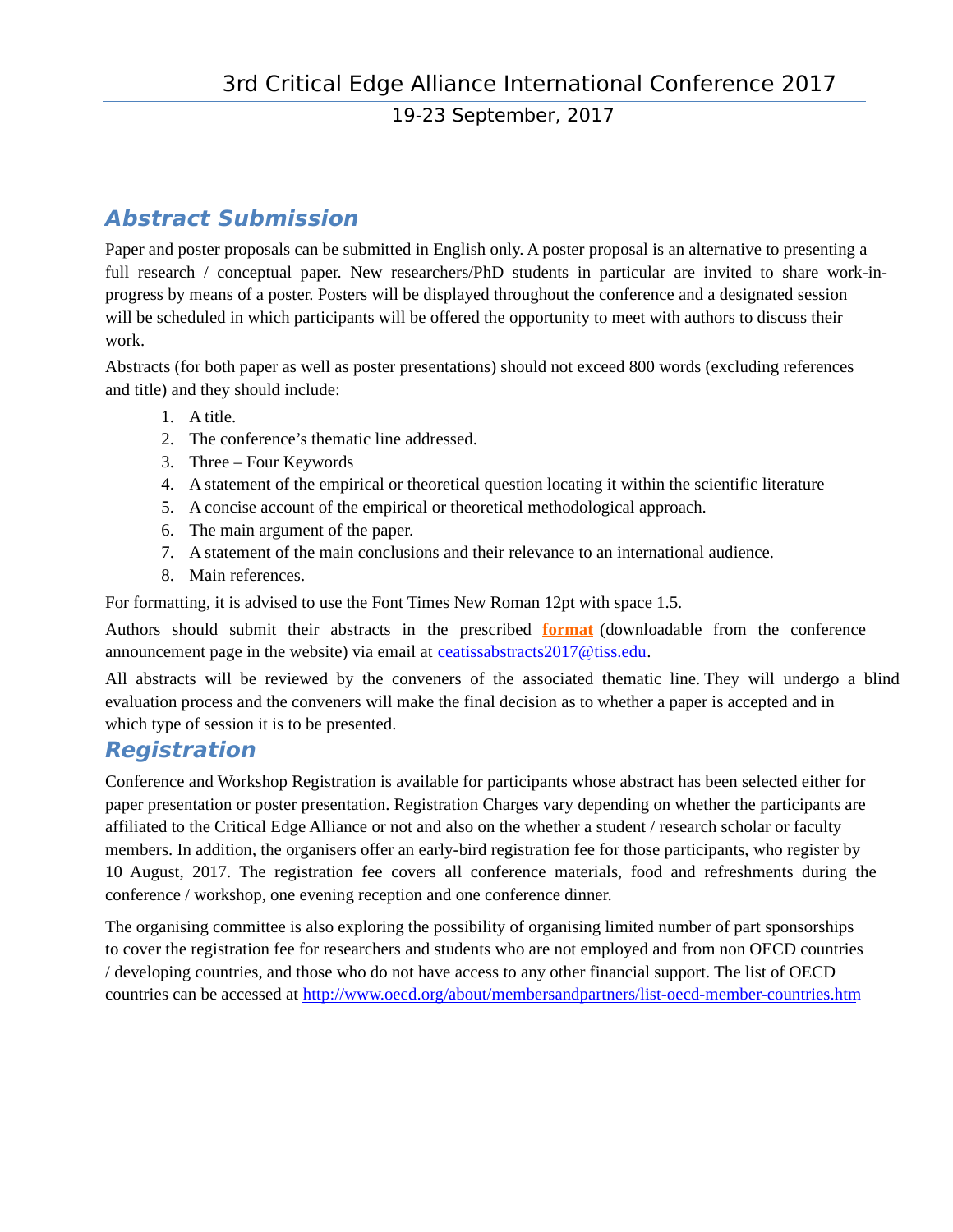## Abstract Submission

Paper and poster proposals can be submitted in English only. A poster proposal is an alternative to presenting a full research / conceptual paper. New researchers/PhD students in particular are invited to share work-in-progress by means of a poster. Posters will be displayed throughout the conference and a designated session will be scheduled in which participants will be offered the opportunity to meet with authors to discuss their work.

Abstracts (for both paper as well as poster presentations) should not exceed 800 words (excluding references and title) and they should include:

1. A title.
2. The conference's thematic line addressed.
3. Three – Four Keywords
4. A statement of the empirical or theoretical question locating it within the scientific literature
5. A concise account of the empirical or theoretical methodological approach.
6. The main argument of the paper.
7. A statement of the main conclusions and their relevance to an international audience.
8. Main references.

For formatting, it is advised to use the Font Times New Roman 12pt with space 1.5.

Authors should submit their abstracts in the prescribed **format** (downloadable from the conference announcement page in the website) via email at ceatissabstracts2017@tiss.edu.

All abstracts will be reviewed by the conveners of the associated thematic line. They will undergo a blind evaluation process and the conveners will make the final decision as to whether a paper is accepted and in which type of session it is to be presented.

## Registration

Conference and Workshop Registration is available for participants whose abstract has been selected either for paper presentation or poster presentation. Registration Charges vary depending on whether the participants are affiliated to the Critical Edge Alliance or not and also on the whether a student / research scholar or faculty members. In addition, the organisers offer an early-bird registration fee for those participants, who register by 10 August, 2017. The registration fee covers all conference materials, food and refreshments during the conference / workshop, one evening reception and one conference dinner.

The organising committee is also exploring the possibility of organising limited number of part sponsorships to cover the registration fee for researchers and students who are not employed and from non OECD countries / developing countries, and those who do not have access to any other financial support. The list of OECD countries can be accessed at http://www.oecd.org/about/membersandpartners/list-oecd-member-countries.htm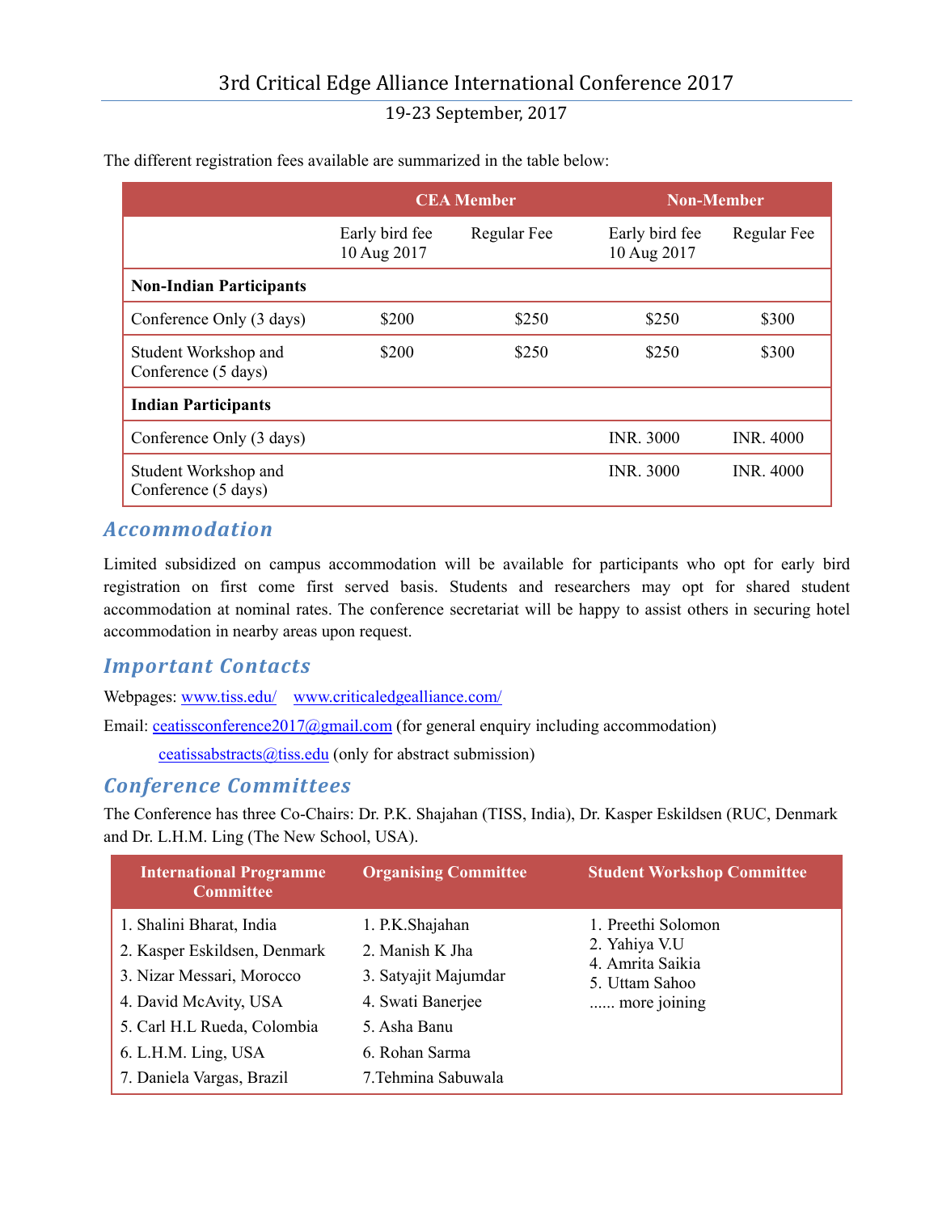# 3rd Critical Edge Alliance International Conference 2017

19-23 September, 2017

The different registration fees available are summarized in the table below:

| | CEA Member | | Non-Member | |
|---|---|---|---|---|
| | Early bird fee 10 Aug 2017 | Regular Fee | Early bird fee 10 Aug 2017 | Regular Fee |
| **Non-Indian Participants** | | | | |
| Conference Only (3 days) | $200 | $250 | $250 | $300 |
| Student Workshop and Conference (5 days) | $200 | $250 | $250 | $300 |
| **Indian Participants** | | | | |
| Conference Only (3 days) | | | INR. 3000 | INR. 4000 |
| Student Workshop and Conference (5 days) | | | INR. 3000 | INR. 4000 |

## Accommodation

Limited subsidized on campus accommodation will be available for participants who opt for early bird registration on first come first served basis. Students and researchers may opt for shared student accommodation at nominal rates. The conference secretariat will be happy to assist others in securing hotel accommodation in nearby areas upon request.

## Important Contacts

Webpages: www.tiss.edu/ www.criticaledgealliance.com/

Email: ceatissconference2017@gmail.com (for general enquiry including accommodation)

ceatissabstracts@tiss.edu (only for abstract submission)

## Conference Committees

The Conference has three Co-Chairs: Dr. P.K. Shajahan (TISS, India), Dr. Kasper Eskildsen (RUC, Denmark and Dr. L.H.M. Ling (The New School, USA).

| International Programme Committee | Organising Committee | Student Workshop Committee |
|---|---|---|
| 1. Shalini Bharat, India | 1. P.K.Shajahan | 1. Preethi Solomon |
| 2. Kasper Eskildsen, Denmark | 2. Manish K Jha | 2. Yahiya V.U |
| 3. Nizar Messari, Morocco | 3. Satyajit Majumdar | 4. Amrita Saikia |
| 4. David McAvity, USA | 4. Swati Banerjee | 5. Uttam Sahoo |
| 5. Carl H.L Rueda, Colombia | 5. Asha Banu | ...... more joining |
| 6. L.H.M. Ling, USA | 6. Rohan Sarma | |
| 7. Daniela Vargas, Brazil | 7.Tehmina Sabuwala | |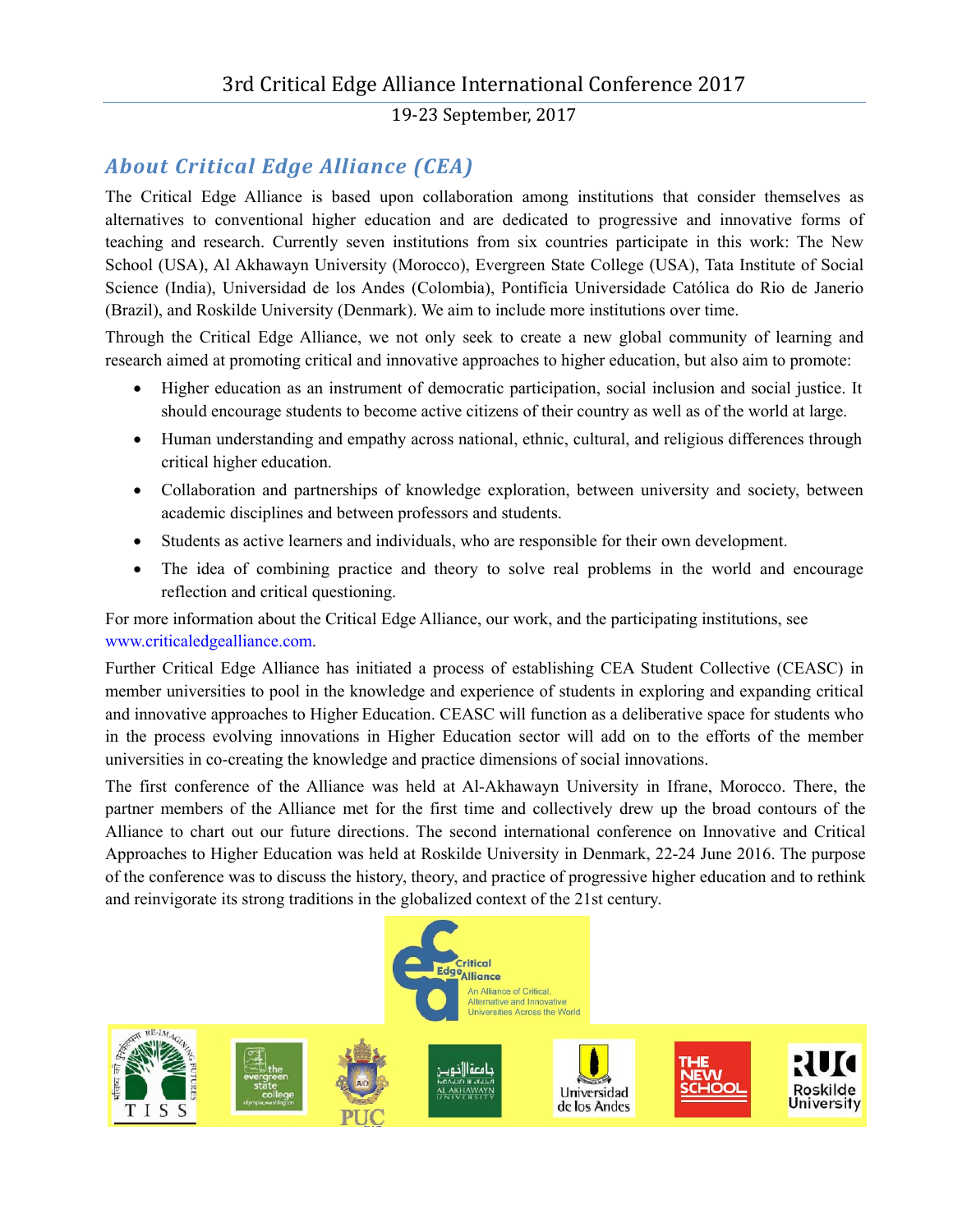# 3rd Critical Edge Alliance International Conference 2017

19-23 September, 2017

## *About Critical Edge Alliance (CEA)*

The Critical Edge Alliance is based upon collaboration among institutions that consider themselves as alternatives to conventional higher education and are dedicated to progressive and innovative forms of teaching and research. Currently seven institutions from six countries participate in this work: The New School (USA), Al Akhawayn University (Morocco), Evergreen State College (USA), Tata Institute of Social Science (India), Universidad de los Andes (Colombia), Pontifícia Universidade Católica do Rio de Janerio (Brazil), and Roskilde University (Denmark). We aim to include more institutions over time.

Through the Critical Edge Alliance, we not only seek to create a new global community of learning and research aimed at promoting critical and innovative approaches to higher education, but also aim to promote:

- Higher education as an instrument of democratic participation, social inclusion and social justice. It should encourage students to become active citizens of their country as well as of the world at large.
- Human understanding and empathy across national, ethnic, cultural, and religious differences through critical higher education.
- Collaboration and partnerships of knowledge exploration, between university and society, between academic disciplines and between professors and students.
- Students as active learners and individuals, who are responsible for their own development.
- The idea of combining practice and theory to solve real problems in the world and encourage reflection and critical questioning.

For more information about the Critical Edge Alliance, our work, and the participating institutions, see www.criticaledgealliance.com.

Further Critical Edge Alliance has initiated a process of establishing CEA Student Collective (CEASC) in member universities to pool in the knowledge and experience of students in exploring and expanding critical and innovative approaches to Higher Education. CEASC will function as a deliberative space for students who in the process evolving innovations in Higher Education sector will add on to the efforts of the member universities in co-creating the knowledge and practice dimensions of social innovations.

The first conference of the Alliance was held at Al-Akhawayn University in Ifrane, Morocco. There, the partner members of the Alliance met for the first time and collectively drew up the broad contours of the Alliance to chart out our future directions. The second international conference on Innovative and Critical Approaches to Higher Education was held at Roskilde University in Denmark, 22-24 June 2016. The purpose of the conference was to discuss the history, theory, and practice of progressive higher education and to rethink and reinvigorate its strong traditions in the globalized context of the 21st century.